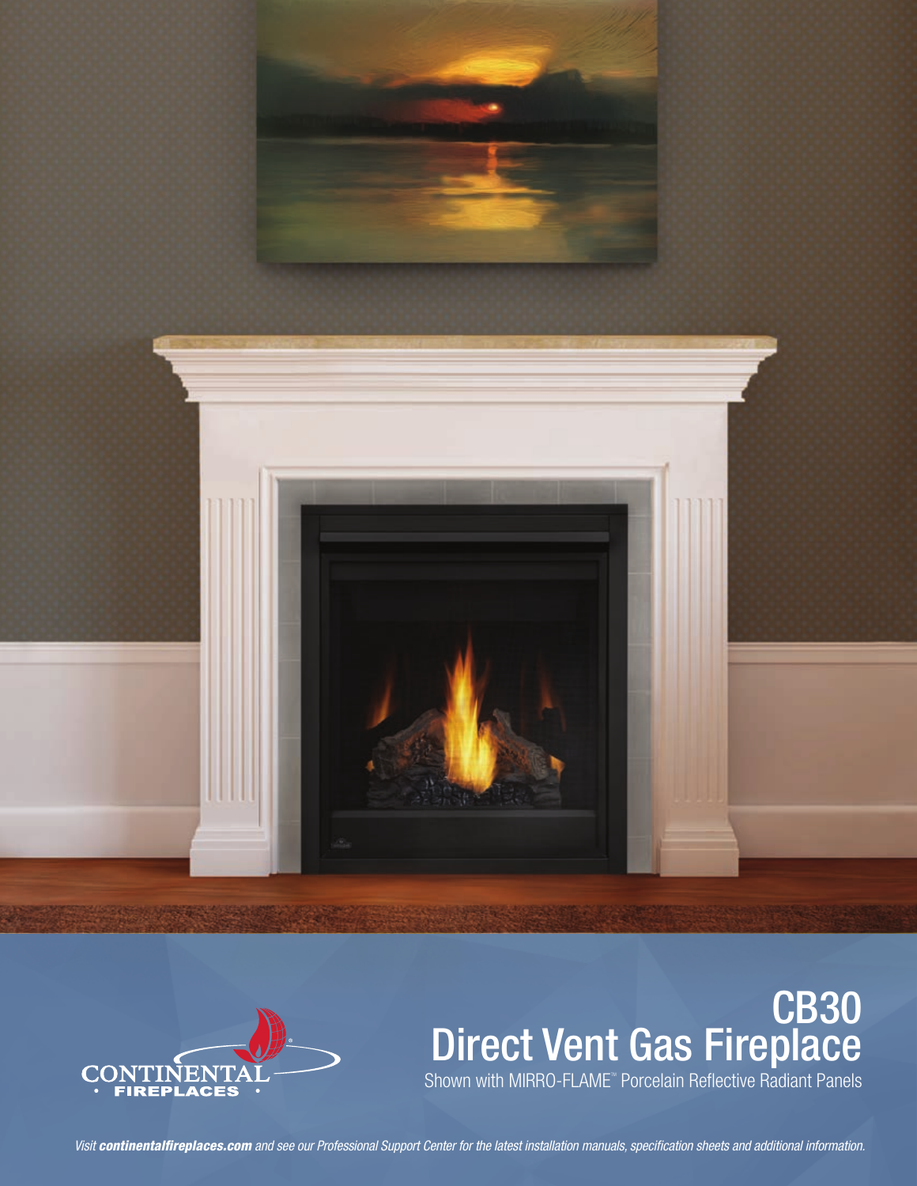CONTINENTAL FIREPLACES

# CB30
# Direct Vent Gas Fireplace

Shown with MIRRO-FLAME™ Porcelain Reflective Radiant Panels

*Visit **continentalfireplaces.com** and see our Professional Support Center for the latest installation manuals, specification sheets and additional information.*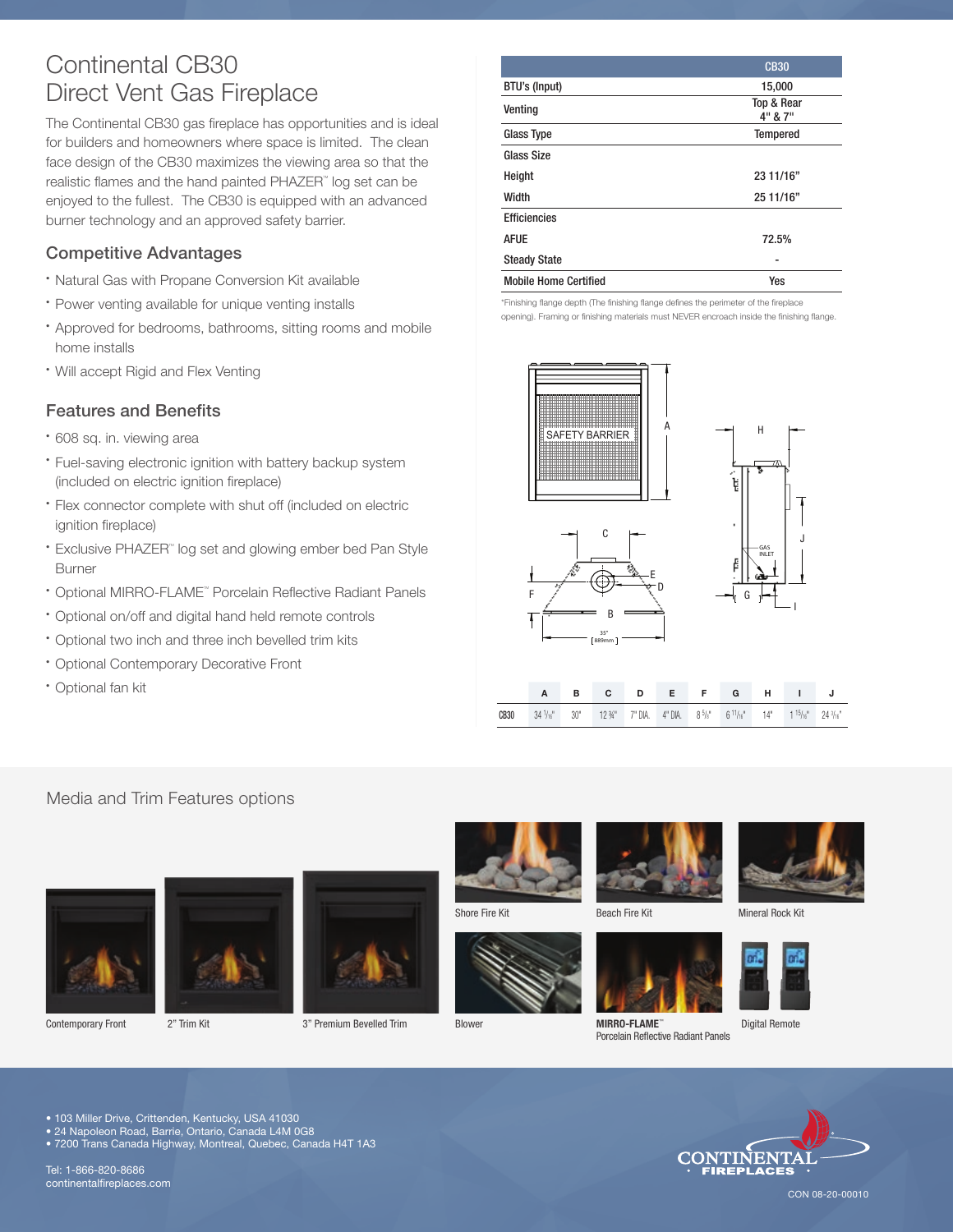# Continental CB30 Direct Vent Gas Fireplace

The Continental CB30 gas fireplace has opportunities and is ideal for builders and homeowners where space is limited. The clean face design of the CB30 maximizes the viewing area so that the realistic flames and the hand painted PHAZER™ log set can be enjoyed to the fullest. The CB30 is equipped with an advanced burner technology and an approved safety barrier.

## Competitive Advantages

- Natural Gas with Propane Conversion Kit available
- Power venting available for unique venting installs
- Approved for bedrooms, bathrooms, sitting rooms and mobile home installs
- Will accept Rigid and Flex Venting

## Features and Benefits

- 608 sq. in. viewing area
- Fuel-saving electronic ignition with battery backup system (included on electric ignition fireplace)
- Flex connector complete with shut off (included on electric ignition fireplace)
- Exclusive PHAZER™ log set and glowing ember bed Pan Style Burner
- Optional MIRRO-FLAME™ Porcelain Reflective Radiant Panels
- Optional on/off and digital hand held remote controls
- Optional two inch and three inch bevelled trim kits
- Optional Contemporary Decorative Front
- Optional fan kit

| | CB30 |
|---|---|
| BTU's (Input) | 15,000 |
| Venting | Top & Rear 4" & 7" |
| Glass Type | Tempered |
| Glass Size | |
| Height | 23 11/16" |
| Width | 25 11/16" |
| Efficiencies | |
| AFUE | 72.5% |
| Steady State | - |
| Mobile Home Certified | Yes |

*Finishing flange depth (The finishing flange defines the perimeter of the fireplace opening). Framing or finishing materials must NEVER encroach inside the finishing flange.

SAFETY BARRIER
A
B
C
D
E
F
G
H
I
J
GAS INLET
35" [889mm]

| | A | B | C | D | E | F | G | H | I | J |
|---|---|---|---|---|---|---|---|---|---|---|
| CB30 | 34 1/16" | 30" | 12 3/4" | 7" DIA. | 4" DIA. | 8 5/8" | 6 11/16" | 14" | 1 15/16" | 24 3/16" |

## Media and Trim Features options

Shore Fire Kit

Beach Fire Kit

Mineral Rock Kit

Contemporary Front

2" Trim Kit

3" Premium Bevelled Trim

Blower

**MIRRO-FLAME™**
Porcelain Reflective Radiant Panels

Digital Remote

- 103 Miller Drive, Crittenden, Kentucky, USA 41030
- 24 Napoleon Road, Barrie, Ontario, Canada L4M 0G8
- 7200 Trans Canada Highway, Montreal, Quebec, Canada H4T 1A3

Tel: 1-866-820-8686
continentalfireplaces.com

CONTINENTAL FIREPLACES

CON 08-20-00010